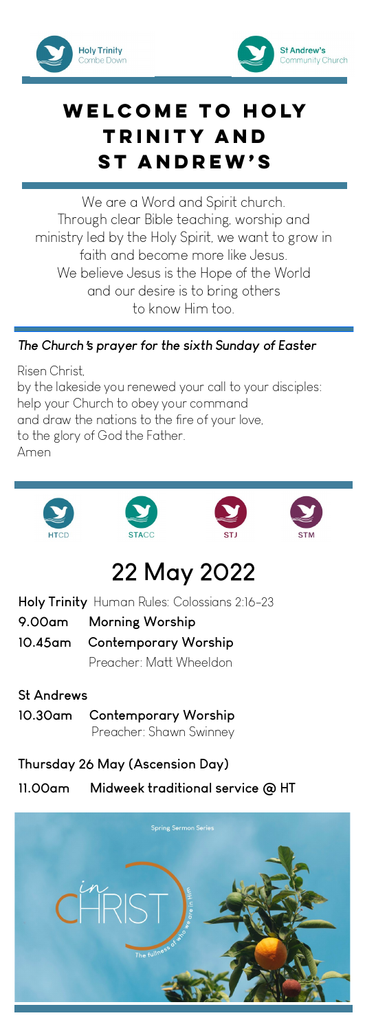# Welcome to Holy Trinity and St Andrew's

We are a Word and Spirit church.
Through clear Bible teaching, worship and ministry led by the Holy Spirit, we want to grow in faith and become more like Jesus.
We believe Jesus is the Hope of the World and our desire is to bring others to know Him too.

### *The Church's prayer for the sixth Sunday of Easter*

Risen Christ,
by the lakeside you renewed your call to your disciples:
help your Church to obey your command
and draw the nations to the fire of your love,
to the glory of God the Father.
Amen

## 22 May 2022

**Holy Trinity** Human Rules: Colossians 2:16-23

**9.00am Morning Worship**

**10.45am Contemporary Worship**
Preacher: Matt Wheeldon

**St Andrews**

**10.30am Contemporary Worship**
Preacher: Shawn Swinney

**Thursday 26 May (Ascension Day)**

**11.00am Midweek traditional service @ HT**

Spring Sermon Series

in CHRIST

The fullness of who we are in Him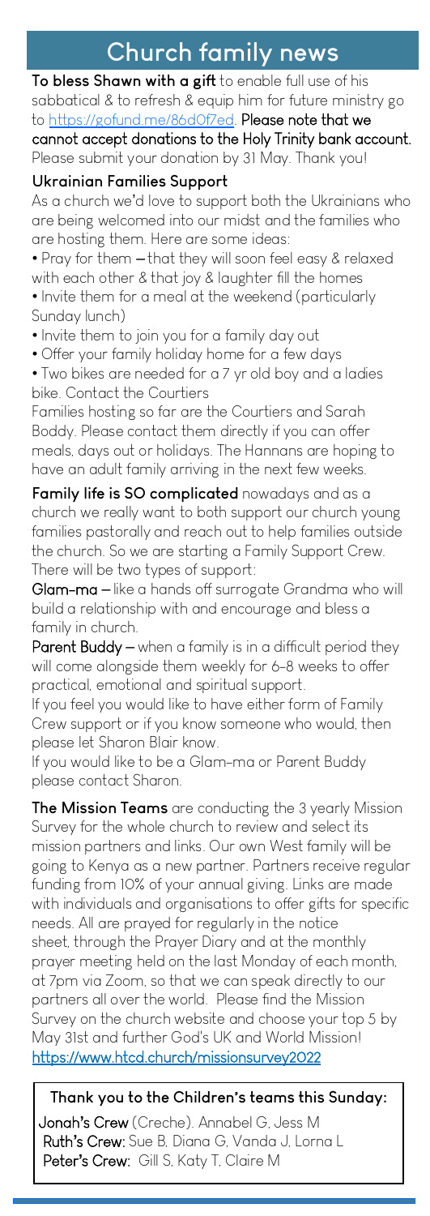# Church family news

**To bless Shawn with a gift** to enable full use of his sabbatical & to refresh & equip him for future ministry go to https://gofund.me/86d0f7ed. **Please note that we cannot accept donations to the Holy Trinity bank account.** Please submit your donation by 31 May. Thank you!

**Ukrainian Families Support**

As a church we'd love to support both the Ukrainians who are being welcomed into our midst and the families who are hosting them. Here are some ideas:

- Pray for them – that they will soon feel easy & relaxed with each other & that joy & laughter fill the homes
- Invite them for a meal at the weekend (particularly Sunday lunch)
- Invite them to join you for a family day out
- Offer your family holiday home for a few days
- Two bikes are needed for a 7 yr old boy and a ladies bike. Contact the Courtiers

Families hosting so far are the Courtiers and Sarah Boddy. Please contact them directly if you can offer meals, days out or holidays. The Hannans are hoping to have an adult family arriving in the next few weeks.

**Family life is SO complicated** nowadays and as a church we really want to both support our church young families pastorally and reach out to help families outside the church. So we are starting a Family Support Crew. There will be two types of support:

**Glam-ma** – like a hands off surrogate Grandma who will build a relationship with and encourage and bless a family in church.

**Parent Buddy** – when a family is in a difficult period they will come alongside them weekly for 6-8 weeks to offer practical, emotional and spiritual support.

If you feel you would like to have either form of Family Crew support or if you know someone who would, then please let Sharon Blair know.

If you would like to be a Glam-ma or Parent Buddy please contact Sharon.

**The Mission Teams** are conducting the 3 yearly Mission Survey for the whole church to review and select its mission partners and links. Our own West family will be going to Kenya as a new partner. Partners receive regular funding from 10% of your annual giving. Links are made with individuals and organisations to offer gifts for specific needs. All are prayed for regularly in the notice sheet, through the Prayer Diary and at the monthly prayer meeting held on the last Monday of each month, at 7pm via Zoom, so that we can speak directly to our partners all over the world. Please find the Mission Survey on the church website and choose your top 5 by May 31st and further God's UK and World Mission! https://www.htcd.church/missionsurvey2022

**Thank you to the Children's teams this Sunday:**

**Jonah's Crew** (Creche). Annabel G, Jess M
**Ruth's Crew:** Sue B, Diana G, Vanda J, Lorna L
**Peter's Crew:** Gill S, Katy T, Claire M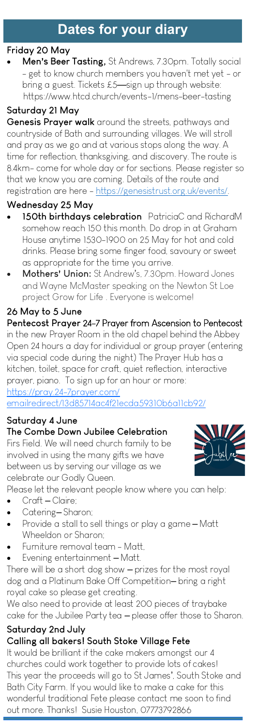# Dates for your diary

### Friday 20 May

- **Men's Beer Tasting,** St Andrews, 7.30pm. Totally social - get to know church members you haven't met yet - or bring a guest. Tickets £5—sign up through website: https://www.htcd.church/events-1/mens-beer-tasting

### Saturday 21 May

**Genesis Prayer walk** around the streets, pathways and countryside of Bath and surrounding villages. We will stroll and pray as we go and at various stops along the way. A time for reflection, thanksgiving, and discovery. The route is 8.4km- come for whole day or for sections. Please register so that we know you are coming. Details of the route and registration are here - https://genesistrust.org.uk/events/.

### Wednesday 25 May

- **150th birthdays celebration** PatriciaC and RichardM somehow reach 150 this month. Do drop in at Graham House anytime 1530-1900 on 25 May for hot and cold drinks. Please bring some finger food, savoury or sweet as appropriate for the time you arrive.
- **Mothers' Union:** St Andrew's, 7.30pm. Howard Jones and Wayne McMaster speaking on the Newton St Loe project Grow for Life . Everyone is welcome!

### 26 May to 5 June

**Pentecost Prayer** 24-7 Prayer from Ascension to Pentecost in the new Prayer Room in the old chapel behind the Abbey Open 24 hours a day for individual or group prayer (entering via special code during the night) The Prayer Hub has a kitchen, toilet, space for craft, quiet reflection, interactive prayer, piano. To sign up for an hour or more: https://pray.24-7prayer.com/emailredirect/13d85714ac4f21ecda593106b6a11cb92/

### Saturday 4 June

**The Combe Down Jubilee Celebration**

Firs Field. We will need church family to be involved in using the many gifts we have between us by serving our village as we celebrate our Godly Queen.

Please let the relevant people know where you can help:

- Craft – Claire;
- Catering– Sharon;
- Provide a stall to sell things or play a game – Matt Wheeldon or Sharon;
- Furniture removal team - Matt,
- Evening entertainment – Matt.

There will be a short dog show – prizes for the most royal dog and a Platinum Bake Off Competition– bring a right royal cake so please get creating.

We also need to provide at least 200 pieces of traybake cake for the Jubilee Party tea – please offer those to Sharon.

### Saturday 2nd July

**Calling all bakers! South Stoke Village Fete**

It would be brilliant if the cake makers amongst our 4 churches could work together to provide lots of cakes! This year the proceeds will go to St James', South Stoke and Bath City Farm. If you would like to make a cake for this wonderful traditional Fete please contact me soon to find out more. Thanks! Susie Houston, 07773792866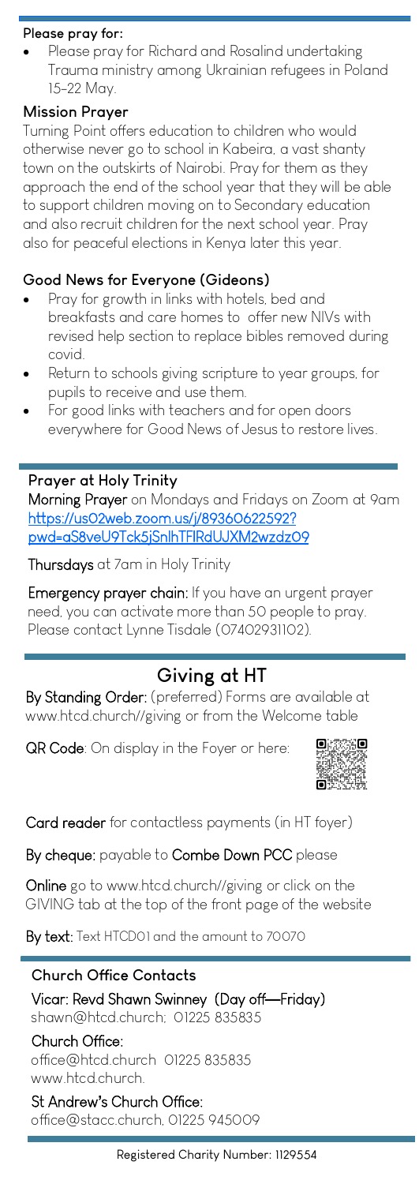**Please pray for:**

- Please pray for Richard and Rosalind undertaking Trauma ministry among Ukrainian refugees in Poland 15-22 May.

## Mission Prayer

Turning Point offers education to children who would otherwise never go to school in Kabeira, a vast shanty town on the outskirts of Nairobi. Pray for them as they approach the end of the school year that they will be able to support children moving on to Secondary education and also recruit children for the next school year. Pray also for peaceful elections in Kenya later this year.

## Good News for Everyone (Gideons)

- Pray for growth in links with hotels, bed and breakfasts and care homes to offer new NIVs with revised help section to replace bibles removed during covid.
- Return to schools giving scripture to year groups, for pupils to receive and use them.
- For good links with teachers and for open doors everywhere for Good News of Jesus to restore lives.

## Prayer at Holy Trinity

**Morning Prayer** on Mondays and Fridays on Zoom at 9am https://us02web.zoom.us/j/89360622592?pwd=aS8veU9Tck5jSnlhTFlRdUJXM2wzdz09

**Thursdays** at 7am in Holy Trinity

**Emergency prayer chain:** If you have an urgent prayer need, you can activate more than 50 people to pray. Please contact Lynne Tisdale (07402931102).

## Giving at HT

**By Standing Order:** (preferred) Forms are available at www.htcd.church//giving or from the Welcome table

**QR Code**: On display in the Foyer or here:

**Card reader** for contactless payments (in HT foyer)

**By cheque:** payable to **Combe Down PCC** please

**Online** go to www.htcd.church//giving or click on the GIVING tab at the top of the front page of the website

**By text:** Text HTCD01 and the amount to 70070

## Church Office Contacts

**Vicar: Revd Shawn Swinney (Day off—Friday)**
shawn@htcd.church; 01225 835835

**Church Office:**
office@htcd.church 01225 835835
www.htcd.church.

**St Andrew's Church Office:**
office@stacc.church, 01225 945009

Registered Charity Number: 1129554